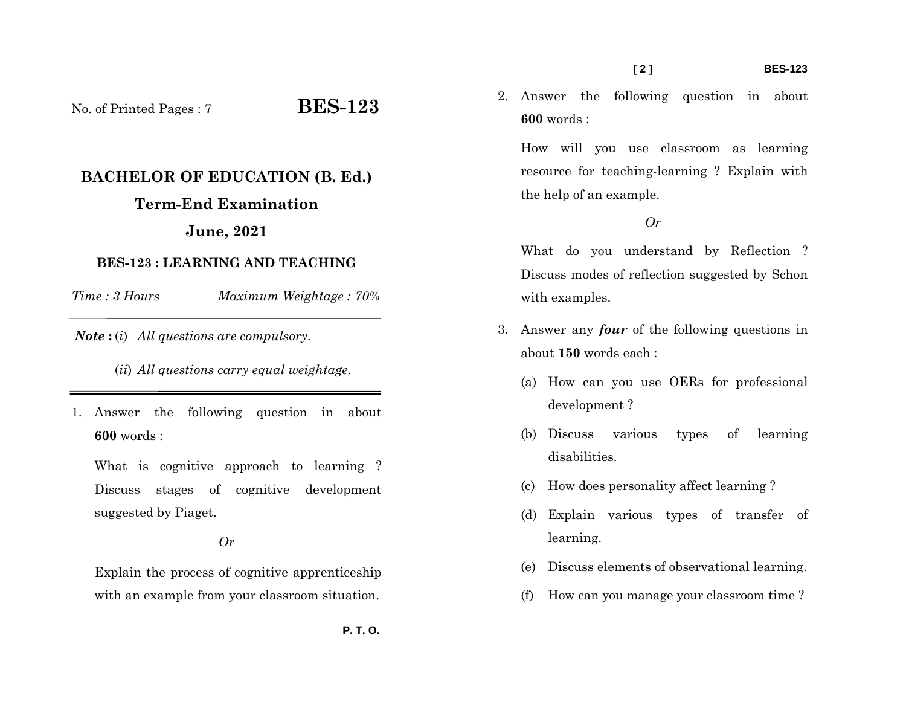No. of Printed Pages : 7

# BES-123

## BACHELOR OF EDUCATION (B. Ed.)

## Term-End Examination

## June, 2021

### BES-123 : LEARNING AND TEACHING

*Time : 3 Hours* *Maximum Weightage : 70%*

---

***Note :*** (*i*) *All questions are compulsory.*

(*ii*) *All questions carry equal weightage.*

---

1. Answer the following question in about **600** words :

   What is cognitive approach to learning ? Discuss stages of cognitive development suggested by Piaget.

   *Or*

   Explain the process of cognitive apprenticeship with an example from your classroom situation.

2. Answer the following question in about **600** words :

   How will you use classroom as learning resource for teaching-learning ? Explain with the help of an example.

   *Or*

   What do you understand by Reflection ? Discuss modes of reflection suggested by Schon with examples.

3. Answer any ***four*** of the following questions in about **150** words each :

   (a) How can you use OERs for professional development ?

   (b) Discuss various types of learning disabilities.

   (c) How does personality affect learning ?

   (d) Explain various types of transfer of learning.

   (e) Discuss elements of observational learning.

   (f) How can you manage your classroom time ?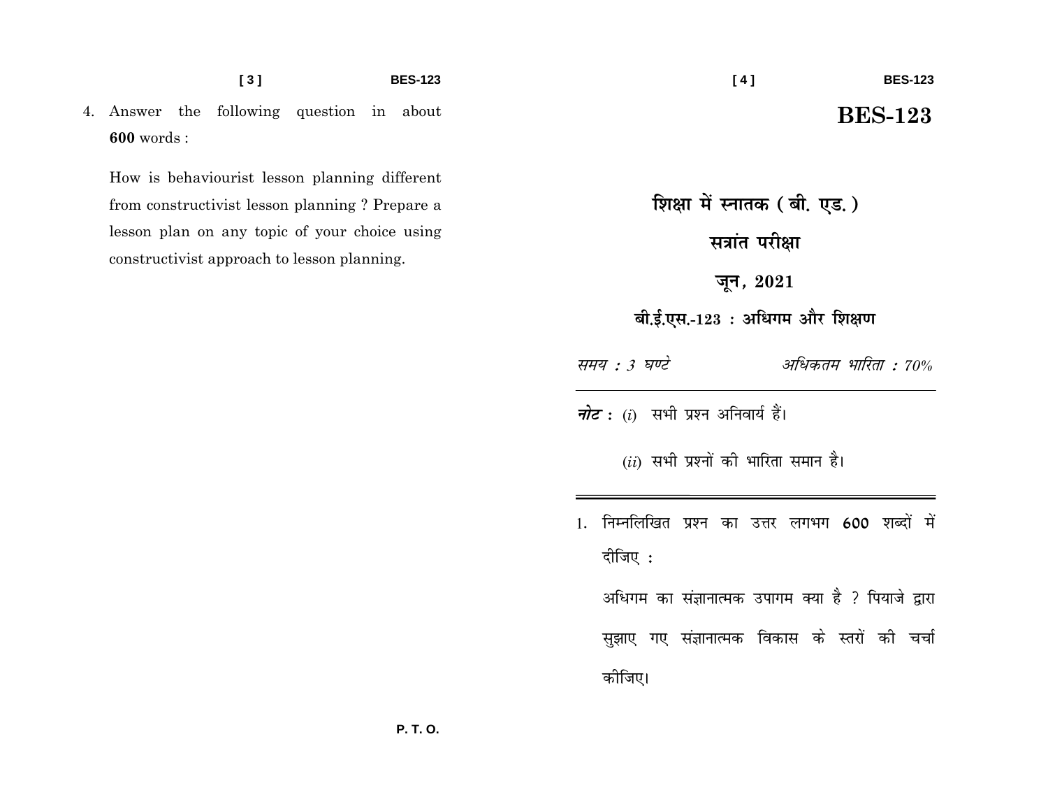4. Answer the following question in about **600** words :

   How is behaviourist lesson planning different from constructivist lesson planning ? Prepare a lesson plan on any topic of your choice using constructivist approach to lesson planning.

# BES-123

## शिक्षा में स्नातक ( बी. एड. )

## सत्रांत परीक्षा

## जून, 2021

### बी.ई.एस.-123 : अधिगम और शिक्षण

*समय : 3 घण्टे* *अधिकतम भारिता : 70%*

***नोट :*** (*i*) सभी प्रश्न अनिवार्य हैं।

(*ii*) सभी प्रश्नों की भारिता समान है।

1. निम्नलिखित प्रश्न का उत्तर लगभग **600** शब्दों में दीजिए :

   अधिगम का संज्ञानात्मक उपागम क्या है ? पियाजे द्वारा सुझाए गए संज्ञानात्मक विकास के स्तरों की चर्चा कीजिए।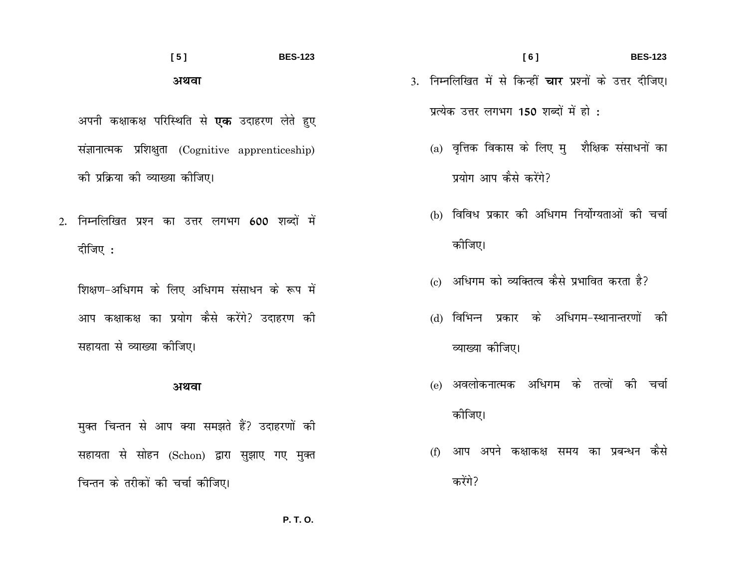**अथवा**

अपनी कक्षाकक्ष परिस्थिति से **एक** उदाहरण लेते हुए संज्ञानात्मक प्रशिक्षुता (Cognitive apprenticeship) की प्रक्रिया की व्याख्या कीजिए।

2. निम्नलिखित प्रश्न का उत्तर लगभग 600 शब्दों में दीजिए :

शिक्षण-अधिगम के लिए अधिगम संसाधन के रूप में आप कक्षाकक्ष का प्रयोग कैसे करेंगे? उदाहरण की सहायता से व्याख्या कीजिए।

**अथवा**

मुक्त चिन्तन से आप क्या समझते हैं? उदाहरणों की सहायता से सोहन (Schon) द्वारा सुझाए गए मुक्त चिन्तन के तरीकों की चर्चा कीजिए।

3. निम्नलिखित में से किन्हीं **चार** प्रश्नों के उत्तर दीजिए। प्रत्येक उत्तर लगभग 150 शब्दों में हो :

(a) वृत्तिक विकास के लिए मु शैक्षिक संसाधनों का प्रयोग आप कैसे करेंगे?

(b) विविध प्रकार की अधिगम निर्योग्यताओं की चर्चा कीजिए।

(c) अधिगम को व्यक्तित्व कैसे प्रभावित करता है?

(d) विभिन्न प्रकार के अधिगम-स्थानान्तरणों की व्याख्या कीजिए।

(e) अवलोकनात्मक अधिगम के तत्वों की चर्चा कीजिए।

(f) आप अपने कक्षाकक्ष समय का प्रबन्धन कैसे करेंगे?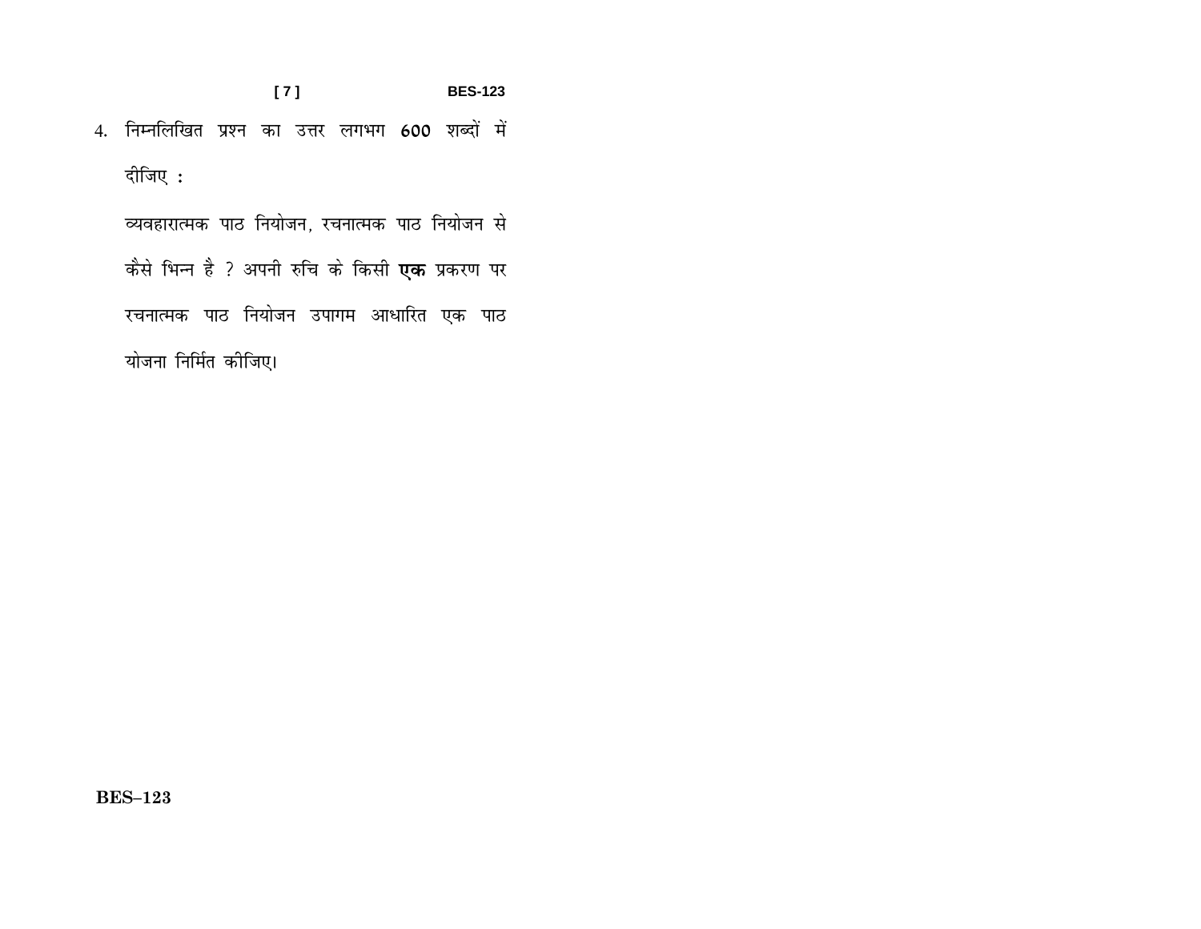4. निम्नलिखित प्रश्न का उत्तर लगभग 600 शब्दों में दीजिए :

   व्यवहारात्मक पाठ नियोजन, रचनात्मक पाठ नियोजन से कैसे भिन्न है ? अपनी रुचि के किसी **एक** प्रकरण पर रचनात्मक पाठ नियोजन उपागम आधारित एक पाठ योजना निर्मित कीजिए।